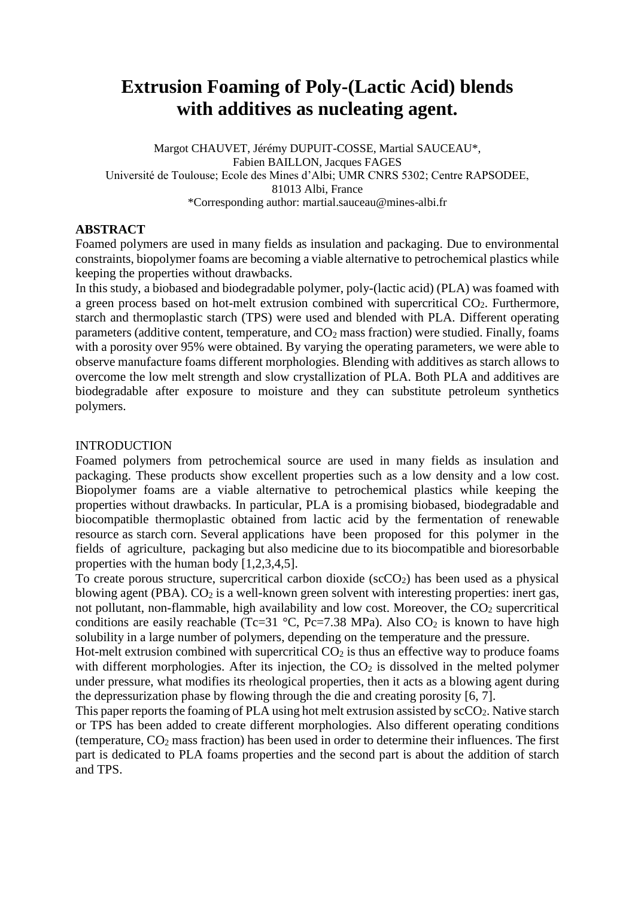# Extrusion Foaming of Poly-(Lactic Acid) blends with additives as nucleating agent.

Margot CHAUVET, Jérémy DUPUIT-COSSE, Martial SAUCEAU*,
Fabien BAILLON, Jacques FAGES
Université de Toulouse; Ecole des Mines d'Albi; UMR CNRS 5302; Centre RAPSODEE,
81013 Albi, France
*Corresponding author: martial.sauceau@mines-albi.fr

## ABSTRACT

Foamed polymers are used in many fields as insulation and packaging. Due to environmental constraints, biopolymer foams are becoming a viable alternative to petrochemical plastics while keeping the properties without drawbacks.

In this study, a biobased and biodegradable polymer, poly-(lactic acid) (PLA) was foamed with a green process based on hot-melt extrusion combined with supercritical $CO_2$. Furthermore, starch and thermoplastic starch (TPS) were used and blended with PLA. Different operating parameters (additive content, temperature, and $CO_2$ mass fraction) were studied. Finally, foams with a porosity over 95% were obtained. By varying the operating parameters, we were able to observe manufacture foams different morphologies. Blending with additives as starch allows to overcome the low melt strength and slow crystallization of PLA. Both PLA and additives are biodegradable after exposure to moisture and they can substitute petroleum synthetics polymers.

## INTRODUCTION

Foamed polymers from petrochemical source are used in many fields as insulation and packaging. These products show excellent properties such as a low density and a low cost. Biopolymer foams are a viable alternative to petrochemical plastics while keeping the properties without drawbacks. In particular, PLA is a promising biobased, biodegradable and biocompatible thermoplastic obtained from lactic acid by the fermentation of renewable resource as starch corn. Several applications have been proposed for this polymer in the fields of agriculture, packaging but also medicine due to its biocompatible and bioresorbable properties with the human body [1,2,3,4,5].

To create porous structure, supercritical carbon dioxide ($scCO_2$) has been used as a physical blowing agent (PBA). $CO_2$ is a well-known green solvent with interesting properties: inert gas, not pollutant, non-flammable, high availability and low cost. Moreover, the $CO_2$ supercritical conditions are easily reachable ($T_c$=31 °C, $P_c$=7.38 MPa). Also $CO_2$ is known to have high solubility in a large number of polymers, depending on the temperature and the pressure.

Hot-melt extrusion combined with supercritical $CO_2$ is thus an effective way to produce foams with different morphologies. After its injection, the $CO_2$ is dissolved in the melted polymer under pressure, what modifies its rheological properties, then it acts as a blowing agent during the depressurization phase by flowing through the die and creating porosity [6, 7].

This paper reports the foaming of PLA using hot melt extrusion assisted by $scCO_2$. Native starch or TPS has been added to create different morphologies. Also different operating conditions (temperature, $CO_2$ mass fraction) has been used in order to determine their influences. The first part is dedicated to PLA foams properties and the second part is about the addition of starch and TPS.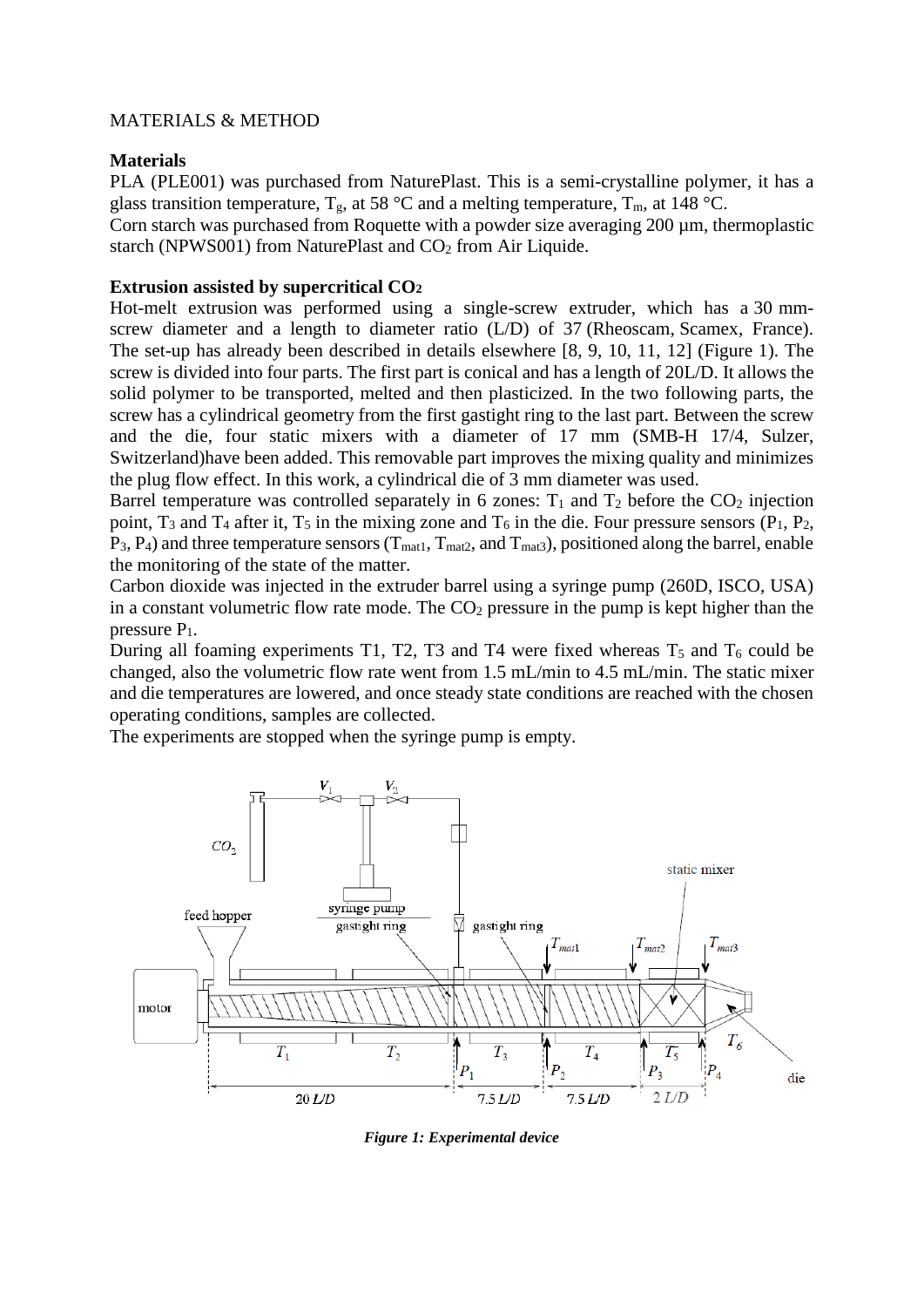MATERIALS & METHOD

## Materials

PLA (PLE001) was purchased from NaturePlast. This is a semi-crystalline polymer, it has a glass transition temperature, $T_g$, at 58 °C and a melting temperature, $T_m$, at 148 °C.

Corn starch was purchased from Roquette with a powder size averaging 200 µm, thermoplastic starch (NPWS001) from NaturePlast and $CO_2$ from Air Liquide.

## Extrusion assisted by supercritical $CO_2$

Hot-melt extrusion was performed using a single-screw extruder, which has a 30 mm-screw diameter and a length to diameter ratio (L/D) of 37 (Rheoscam, Scamex, France). The set-up has already been described in details elsewhere [8, 9, 10, 11, 12] (Figure 1). The screw is divided into four parts. The first part is conical and has a length of 20L/D. It allows the solid polymer to be transported, melted and then plasticized. In the two following parts, the screw has a cylindrical geometry from the first gastight ring to the last part. Between the screw and the die, four static mixers with a diameter of 17 mm (SMB-H 17/4, Sulzer, Switzerland)have been added. This removable part improves the mixing quality and minimizes the plug flow effect. In this work, a cylindrical die of 3 mm diameter was used.

Barrel temperature was controlled separately in 6 zones: $T_1$ and $T_2$ before the $CO_2$ injection point, $T_3$ and $T_4$ after it, $T_5$ in the mixing zone and $T_6$ in the die. Four pressure sensors ($P_1$, $P_2$, $P_3$, $P_4$) and three temperature sensors ($T_{mat1}$, $T_{mat2}$, and $T_{mat3}$), positioned along the barrel, enable the monitoring of the state of the matter.

Carbon dioxide was injected in the extruder barrel using a syringe pump (260D, ISCO, USA) in a constant volumetric flow rate mode. The $CO_2$ pressure in the pump is kept higher than the pressure $P_1$.

During all foaming experiments T1, T2, T3 and T4 were fixed whereas $T_5$ and $T_6$ could be changed, also the volumetric flow rate went from 1.5 mL/min to 4.5 mL/min. The static mixer and die temperatures are lowered, and once steady state conditions are reached with the chosen operating conditions, samples are collected.

The experiments are stopped when the syringe pump is empty.

*Figure 1: Experimental device*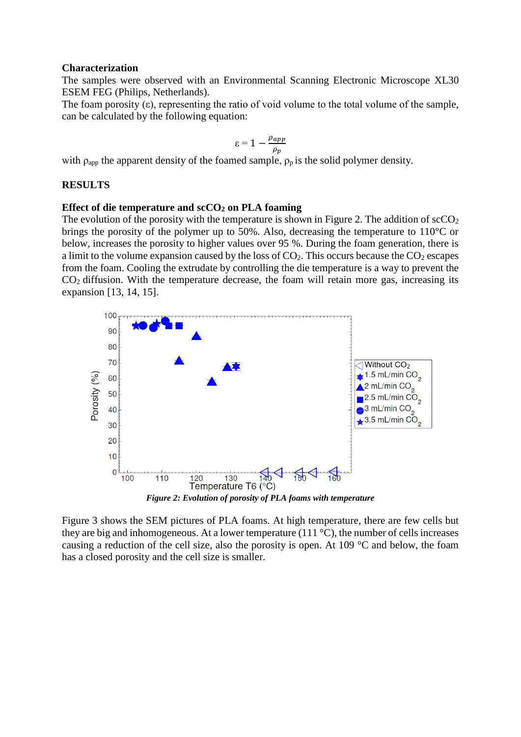## Characterization

The samples were observed with an Environmental Scanning Electronic Microscope XL30 ESEM FEG (Philips, Netherlands).

The foam porosity (ε), representing the ratio of void volume to the total volume of the sample, can be calculated by the following equation:

$$\varepsilon = 1 - \frac{\rho_{app}}{\rho_p}$$

with $\rho_{app}$ the apparent density of the foamed sample, $\rho_p$ is the solid polymer density.

## RESULTS

### Effect of die temperature and $scCO_2$ on PLA foaming

The evolution of the porosity with the temperature is shown in Figure 2. The addition of $scCO_2$ brings the porosity of the polymer up to 50%. Also, decreasing the temperature to 110°C or below, increases the porosity to higher values over 95 %. During the foam generation, there is a limit to the volume expansion caused by the loss of $CO_2$. This occurs because the $CO_2$ escapes from the foam. Cooling the extrudate by controlling the die temperature is a way to prevent the $CO_2$ diffusion. With the temperature decrease, the foam will retain more gas, increasing its expansion [13, 14, 15].

*Figure 2: Evolution of porosity of PLA foams with temperature*

Figure 3 shows the SEM pictures of PLA foams. At high temperature, there are few cells but they are big and inhomogeneous. At a lower temperature (111 °C), the number of cells increases causing a reduction of the cell size, also the porosity is open. At 109 °C and below, the foam has a closed porosity and the cell size is smaller.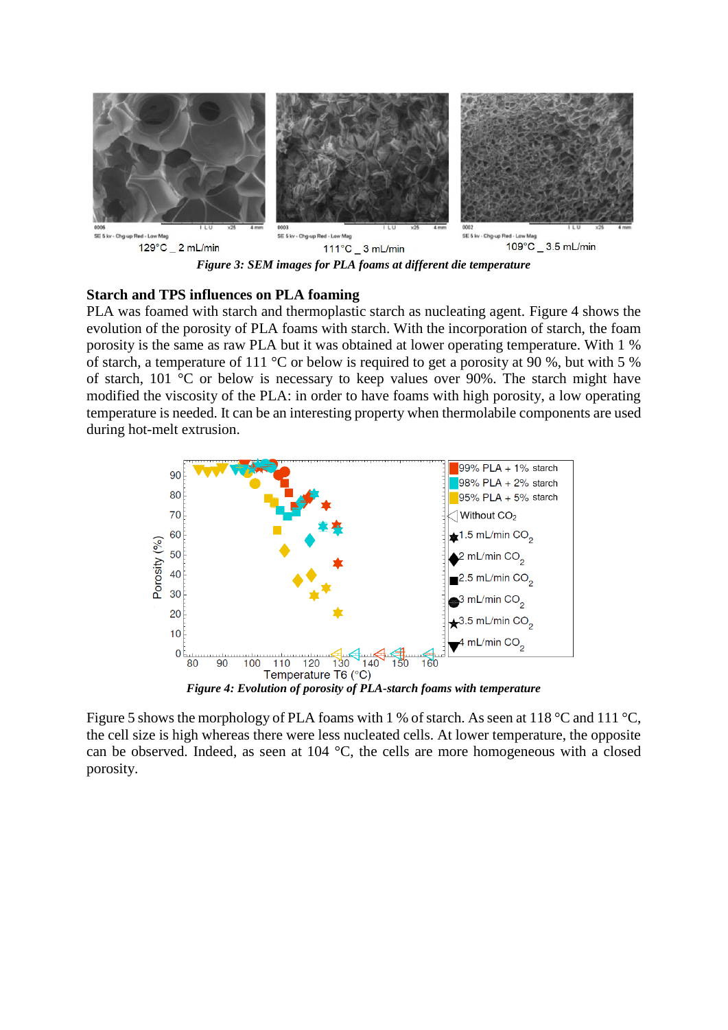*Figure 3: SEM images for PLA foams at different die temperature*

### Starch and TPS influences on PLA foaming

PLA was foamed with starch and thermoplastic starch as nucleating agent. Figure 4 shows the evolution of the porosity of PLA foams with starch. With the incorporation of starch, the foam porosity is the same as raw PLA but it was obtained at lower operating temperature. With 1 % of starch, a temperature of 111 °C or below is required to get a porosity at 90 %, but with 5 % of starch, 101 °C or below is necessary to keep values over 90%. The starch might have modified the viscosity of the PLA: in order to have foams with high porosity, a low operating temperature is needed. It can be an interesting property when thermolabile components are used during hot-melt extrusion.

*Figure 4: Evolution of porosity of PLA-starch foams with temperature*

Figure 5 shows the morphology of PLA foams with 1 % of starch. As seen at 118 °C and 111 °C, the cell size is high whereas there were less nucleated cells. At lower temperature, the opposite can be observed. Indeed, as seen at 104 °C, the cells are more homogeneous with a closed porosity.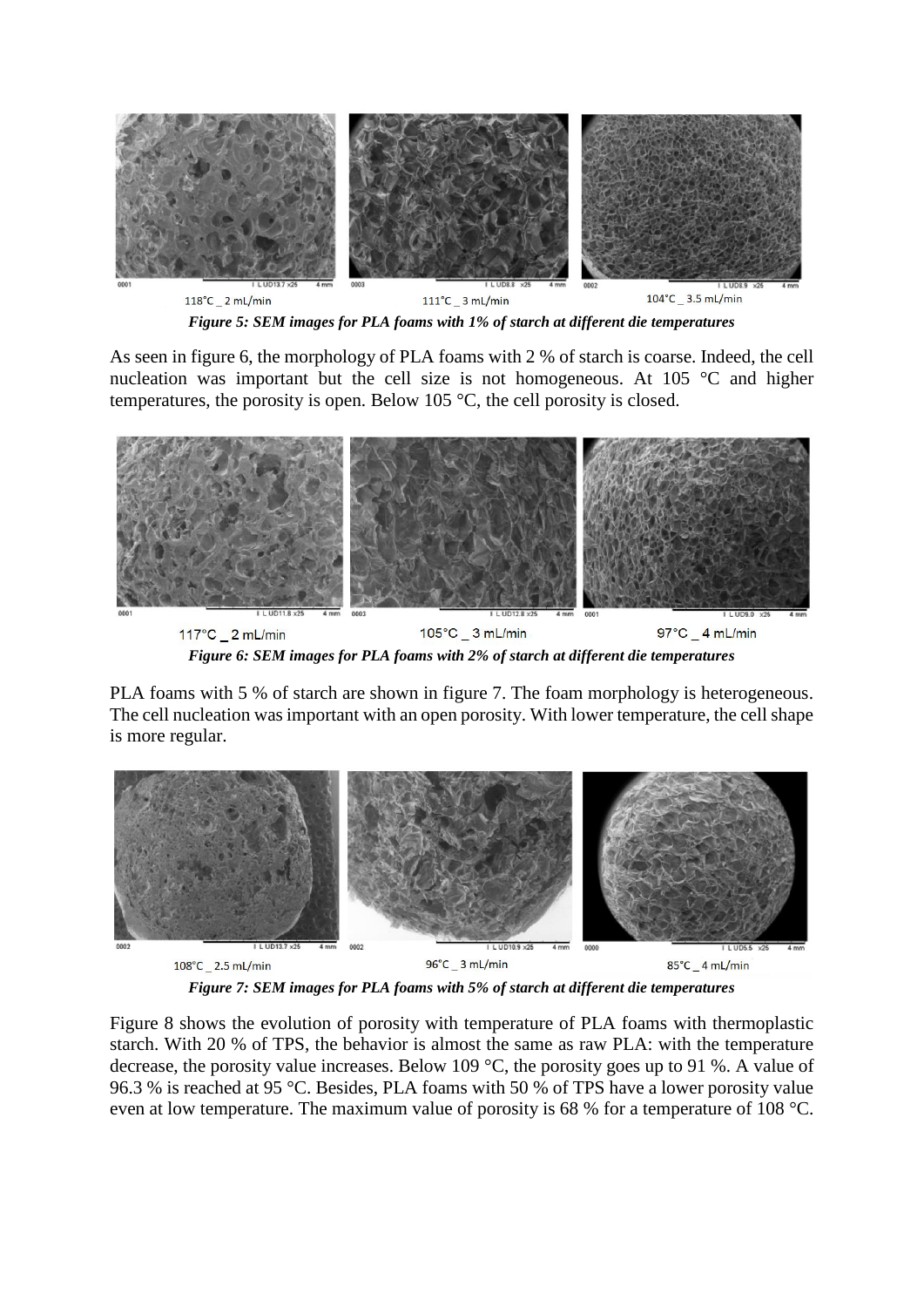118°C _ 2 mL/min 111°C _ 3 mL/min 104°C _ 3.5 mL/min

***Figure 5: SEM images for PLA foams with 1% of starch at different die temperatures***

As seen in figure 6, the morphology of PLA foams with 2 % of starch is coarse. Indeed, the cell nucleation was important but the cell size is not homogeneous. At 105 °C and higher temperatures, the porosity is open. Below 105 °C, the cell porosity is closed.

117°C _ 2 mL/min 105°C _ 3 mL/min 97°C _ 4 mL/min

***Figure 6: SEM images for PLA foams with 2% of starch at different die temperatures***

PLA foams with 5 % of starch are shown in figure 7. The foam morphology is heterogeneous. The cell nucleation was important with an open porosity. With lower temperature, the cell shape is more regular.

108°C _ 2.5 mL/min 96°C _ 3 mL/min 85°C _ 4 mL/min

***Figure 7: SEM images for PLA foams with 5% of starch at different die temperatures***

Figure 8 shows the evolution of porosity with temperature of PLA foams with thermoplastic starch. With 20 % of TPS, the behavior is almost the same as raw PLA: with the temperature decrease, the porosity value increases. Below 109 °C, the porosity goes up to 91 %. A value of 96.3 % is reached at 95 °C. Besides, PLA foams with 50 % of TPS have a lower porosity value even at low temperature. The maximum value of porosity is 68 % for a temperature of 108 °C.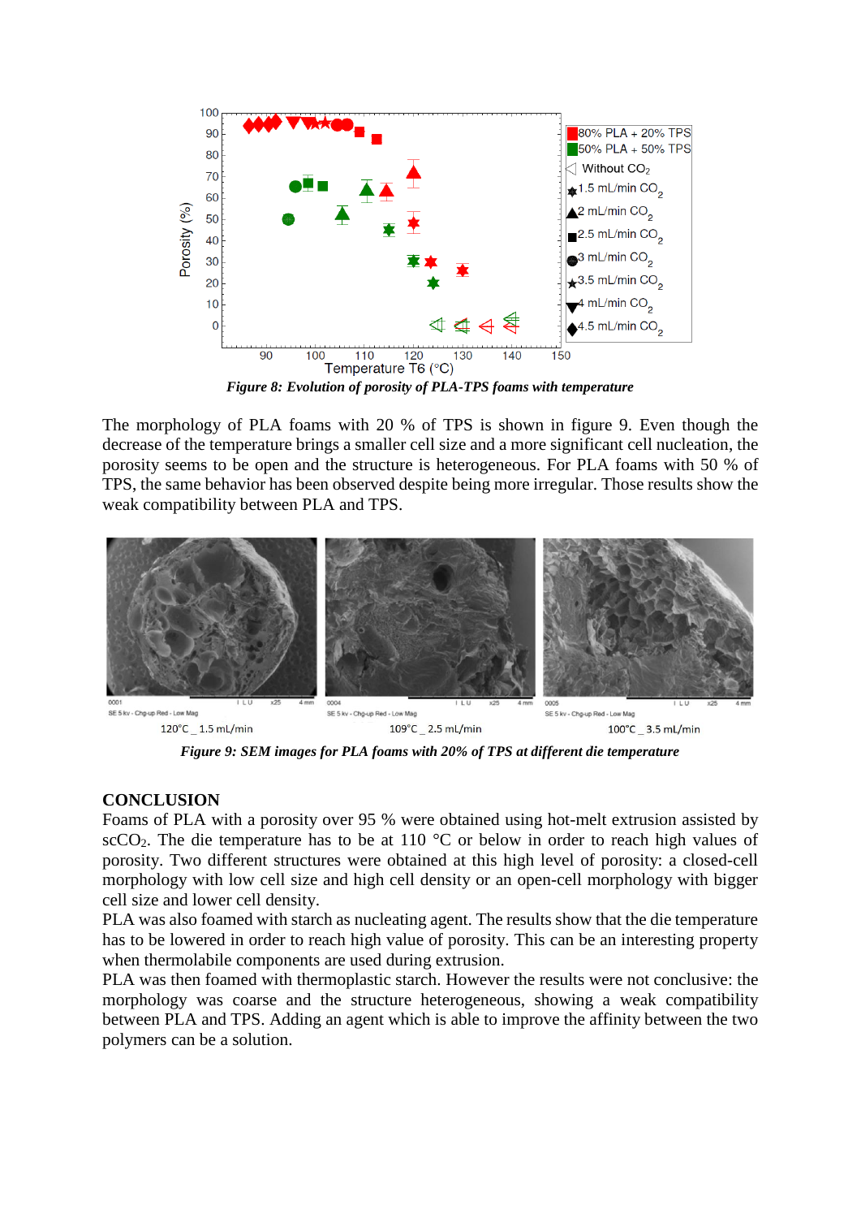*Figure 8: Evolution of porosity of PLA-TPS foams with temperature*

The morphology of PLA foams with 20 % of TPS is shown in figure 9. Even though the decrease of the temperature brings a smaller cell size and a more significant cell nucleation, the porosity seems to be open and the structure is heterogeneous. For PLA foams with 50 % of TPS, the same behavior has been observed despite being more irregular. Those results show the weak compatibility between PLA and TPS.

*Figure 9: SEM images for PLA foams with 20% of TPS at different die temperature*

## CONCLUSION

Foams of PLA with a porosity over 95 % were obtained using hot-melt extrusion assisted by $scCO_2$. The die temperature has to be at 110 °C or below in order to reach high values of porosity. Two different structures were obtained at this high level of porosity: a closed-cell morphology with low cell size and high cell density or an open-cell morphology with bigger cell size and lower cell density.

PLA was also foamed with starch as nucleating agent. The results show that the die temperature has to be lowered in order to reach high value of porosity. This can be an interesting property when thermolabile components are used during extrusion.

PLA was then foamed with thermoplastic starch. However the results were not conclusive: the morphology was coarse and the structure heterogeneous, showing a weak compatibility between PLA and TPS. Adding an agent which is able to improve the affinity between the two polymers can be a solution.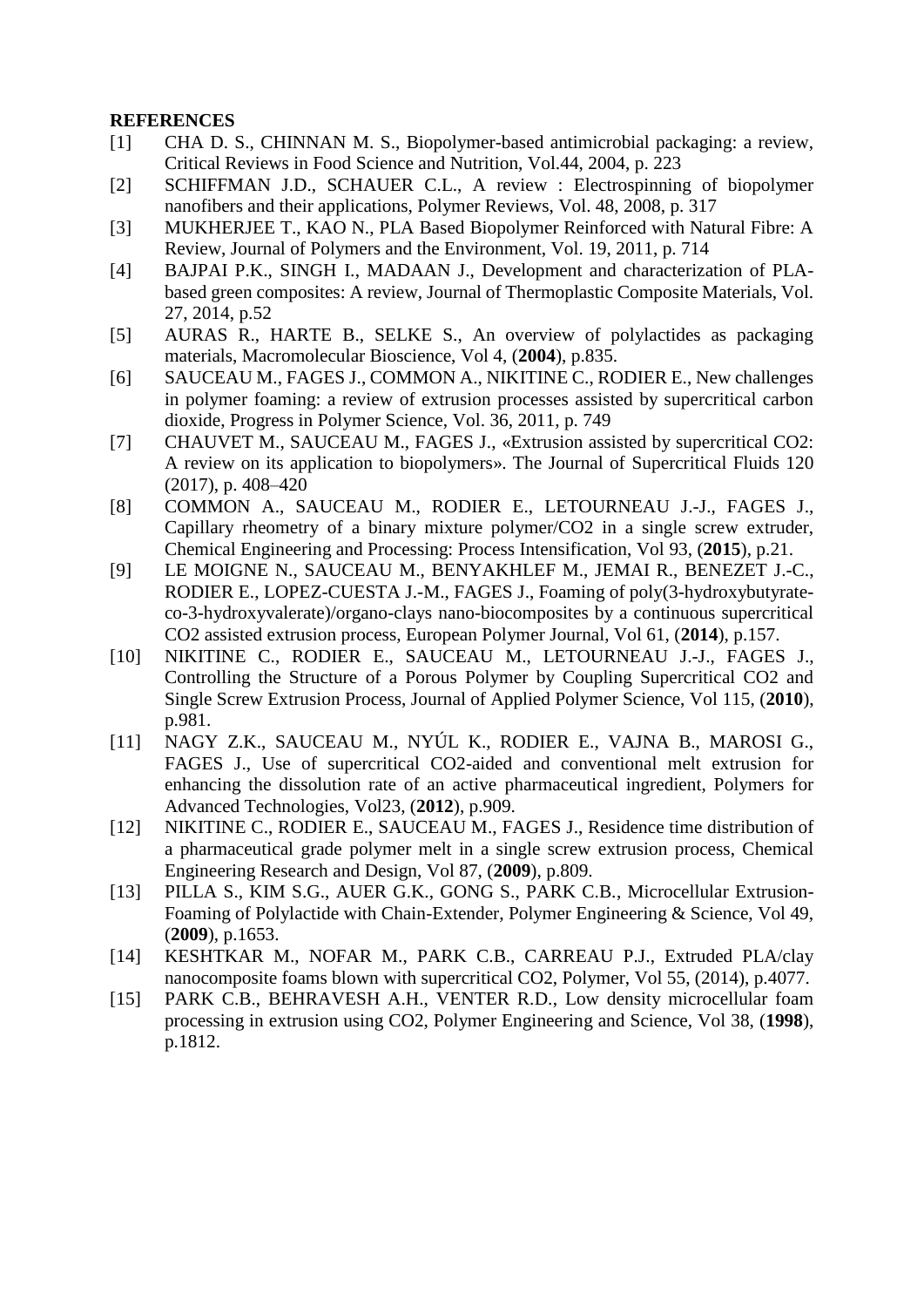**REFERENCES**

[1] CHA D. S., CHINNAN M. S., Biopolymer-based antimicrobial packaging: a review, Critical Reviews in Food Science and Nutrition, Vol.44, 2004, p. 223

[2] SCHIFFMAN J.D., SCHAUER C.L., A review : Electrospinning of biopolymer nanofibers and their applications, Polymer Reviews, Vol. 48, 2008, p. 317

[3] MUKHERJEE T., KAO N., PLA Based Biopolymer Reinforced with Natural Fibre: A Review, Journal of Polymers and the Environment, Vol. 19, 2011, p. 714

[4] BAJPAI P.K., SINGH I., MADAAN J., Development and characterization of PLA-based green composites: A review, Journal of Thermoplastic Composite Materials, Vol. 27, 2014, p.52

[5] AURAS R., HARTE B., SELKE S., An overview of polylactides as packaging materials, Macromolecular Bioscience, Vol 4, (**2004**), p.835.

[6] SAUCEAU M., FAGES J., COMMON A., NIKITINE C., RODIER E., New challenges in polymer foaming: a review of extrusion processes assisted by supercritical carbon dioxide, Progress in Polymer Science, Vol. 36, 2011, p. 749

[7] CHAUVET M., SAUCEAU M., FAGES J., «Extrusion assisted by supercritical CO2: A review on its application to biopolymers». The Journal of Supercritical Fluids 120 (2017), p. 408–420

[8] COMMON A., SAUCEAU M., RODIER E., LETOURNEAU J.-J., FAGES J., Capillary rheometry of a binary mixture polymer/CO2 in a single screw extruder, Chemical Engineering and Processing: Process Intensification, Vol 93, (**2015**), p.21.

[9] LE MOIGNE N., SAUCEAU M., BENYAKHLEF M., JEMAI R., BENEZET J.-C., RODIER E., LOPEZ-CUESTA J.-M., FAGES J., Foaming of poly(3-hydroxybutyrate-co-3-hydroxyvalerate)/organo-clays nano-biocomposites by a continuous supercritical CO2 assisted extrusion process, European Polymer Journal, Vol 61, (**2014**), p.157.

[10] NIKITINE C., RODIER E., SAUCEAU M., LETOURNEAU J.-J., FAGES J., Controlling the Structure of a Porous Polymer by Coupling Supercritical CO2 and Single Screw Extrusion Process, Journal of Applied Polymer Science, Vol 115, (**2010**), p.981.

[11] NAGY Z.K., SAUCEAU M., NYÚL K., RODIER E., VAJNA B., MAROSI G., FAGES J., Use of supercritical CO2-aided and conventional melt extrusion for enhancing the dissolution rate of an active pharmaceutical ingredient, Polymers for Advanced Technologies, Vol23, (**2012**), p.909.

[12] NIKITINE C., RODIER E., SAUCEAU M., FAGES J., Residence time distribution of a pharmaceutical grade polymer melt in a single screw extrusion process, Chemical Engineering Research and Design, Vol 87, (**2009**), p.809.

[13] PILLA S., KIM S.G., AUER G.K., GONG S., PARK C.B., Microcellular Extrusion-Foaming of Polylactide with Chain-Extender, Polymer Engineering & Science, Vol 49, (**2009**), p.1653.

[14] KESHTKAR M., NOFAR M., PARK C.B., CARREAU P.J., Extruded PLA/clay nanocomposite foams blown with supercritical CO2, Polymer, Vol 55, (2014), p.4077.

[15] PARK C.B., BEHRAVESH A.H., VENTER R.D., Low density microcellular foam processing in extrusion using CO2, Polymer Engineering and Science, Vol 38, (**1998**), p.1812.